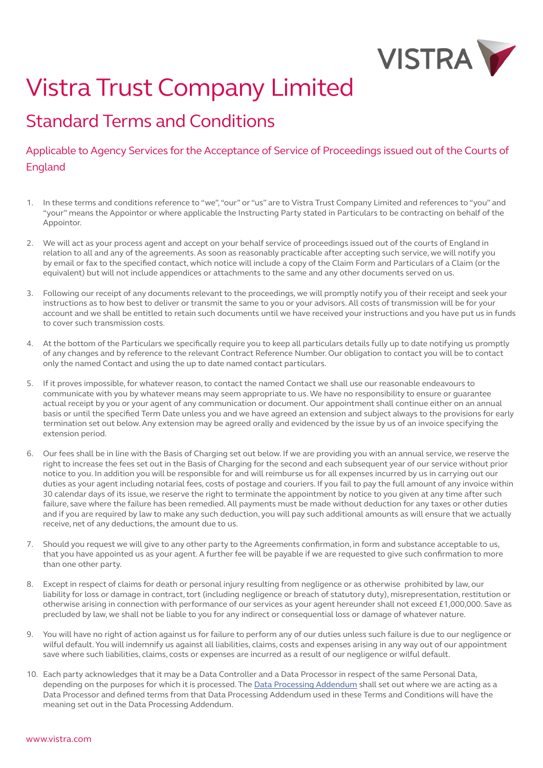# Vistra Trust Company Limited

## Standard Terms and Conditions

### Applicable to Agency Services for the Acceptance of Service of Proceedings issued out of the Courts of England

1. In these terms and conditions reference to "we", "our" or "us" are to Vistra Trust Company Limited and references to "you" and "your" means the Appointor or where applicable the Instructing Party stated in Particulars to be contracting on behalf of the Appointor.

2. We will act as your process agent and accept on your behalf service of proceedings issued out of the courts of England in relation to all and any of the agreements. As soon as reasonably practicable after accepting such service, we will notify you by email or fax to the specified contact, which notice will include a copy of the Claim Form and Particulars of a Claim (or the equivalent) but will not include appendices or attachments to the same and any other documents served on us.

3. Following our receipt of any documents relevant to the proceedings, we will promptly notify you of their receipt and seek your instructions as to how best to deliver or transmit the same to you or your advisors. All costs of transmission will be for your account and we shall be entitled to retain such documents until we have received your instructions and you have put us in funds to cover such transmission costs.

4. At the bottom of the Particulars we specifically require you to keep all particulars details fully up to date notifying us promptly of any changes and by reference to the relevant Contract Reference Number. Our obligation to contact you will be to contact only the named Contact and using the up to date named contact particulars.

5. If it proves impossible, for whatever reason, to contact the named Contact we shall use our reasonable endeavours to communicate with you by whatever means may seem appropriate to us. We have no responsibility to ensure or guarantee actual receipt by you or your agent of any communication or document. Our appointment shall continue either on an annual basis or until the specified Term Date unless you and we have agreed an extension and subject always to the provisions for early termination set out below. Any extension may be agreed orally and evidenced by the issue by us of an invoice specifying the extension period.

6. Our fees shall be in line with the Basis of Charging set out below. If we are providing you with an annual service, we reserve the right to increase the fees set out in the Basis of Charging for the second and each subsequent year of our service without prior notice to you. In addition you will be responsible for and will reimburse us for all expenses incurred by us in carrying out our duties as your agent including notarial fees, costs of postage and couriers. If you fail to pay the full amount of any invoice within 30 calendar days of its issue, we reserve the right to terminate the appointment by notice to you given at any time after such failure, save where the failure has been remedied. All payments must be made without deduction for any taxes or other duties and if you are required by law to make any such deduction, you will pay such additional amounts as will ensure that we actually receive, net of any deductions, the amount due to us.

7. Should you request we will give to any other party to the Agreements confirmation, in form and substance acceptable to us, that you have appointed us as your agent. A further fee will be payable if we are requested to give such confirmation to more than one other party.

8. Except in respect of claims for death or personal injury resulting from negligence or as otherwise prohibited by law, our liability for loss or damage in contract, tort (including negligence or breach of statutory duty), misrepresentation, restitution or otherwise arising in connection with performance of our services as your agent hereunder shall not exceed £1,000,000. Save as precluded by law, we shall not be liable to you for any indirect or consequential loss or damage of whatever nature.

9. You will have no right of action against us for failure to perform any of our duties unless such failure is due to our negligence or wilful default. You will indemnify us against all liabilities, claims, costs and expenses arising in any way out of our appointment save where such liabilities, claims, costs or expenses are incurred as a result of our negligence or wilful default.

10. Each party acknowledges that it may be a Data Controller and a Data Processor in respect of the same Personal Data, depending on the purposes for which it is processed. The Data Processing Addendum shall set out where we are acting as a Data Processor and defined terms from that Data Processing Addendum used in these Terms and Conditions will have the meaning set out in the Data Processing Addendum.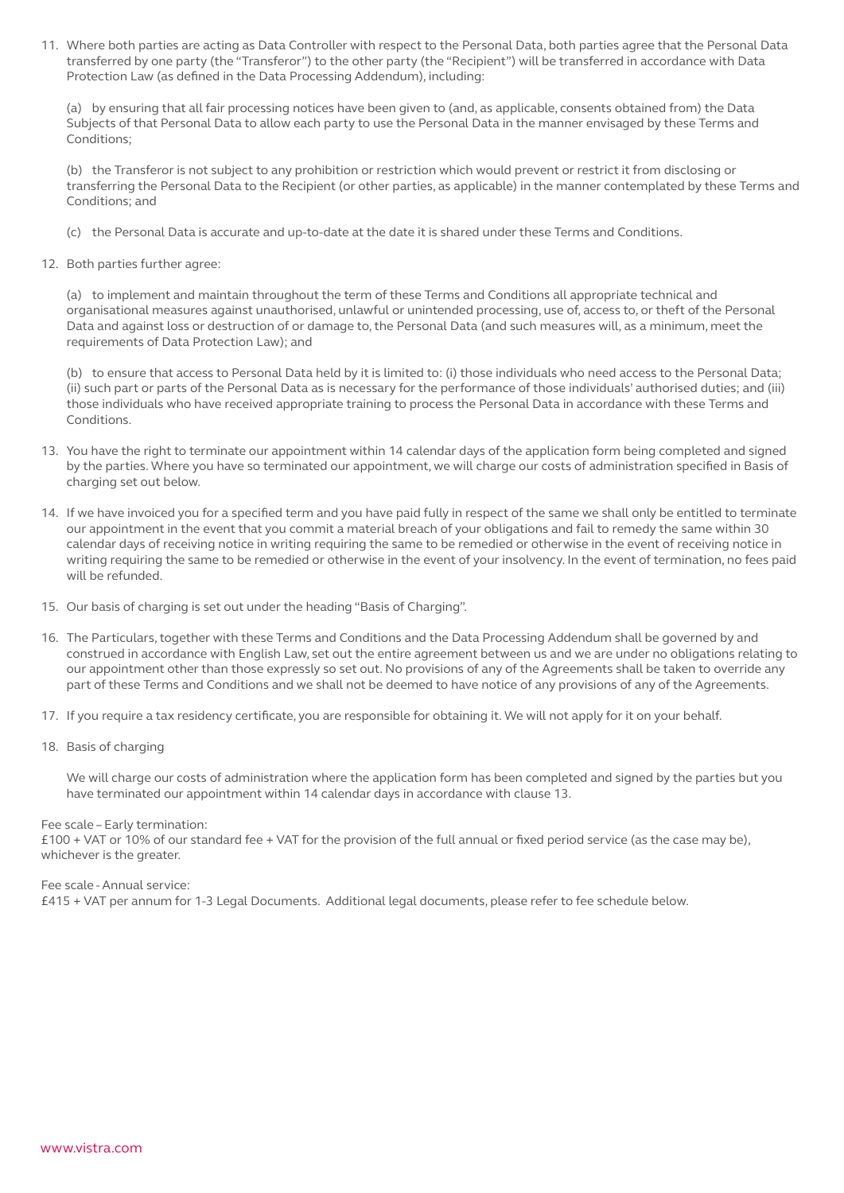11. Where both parties are acting as Data Controller with respect to the Personal Data, both parties agree that the Personal Data transferred by one party (the "Transferor") to the other party (the "Recipient") will be transferred in accordance with Data Protection Law (as defined in the Data Processing Addendum), including:

    (a) by ensuring that all fair processing notices have been given to (and, as applicable, consents obtained from) the Data Subjects of that Personal Data to allow each party to use the Personal Data in the manner envisaged by these Terms and Conditions;

    (b) the Transferor is not subject to any prohibition or restriction which would prevent or restrict it from disclosing or transferring the Personal Data to the Recipient (or other parties, as applicable) in the manner contemplated by these Terms and Conditions; and

    (c) the Personal Data is accurate and up-to-date at the date it is shared under these Terms and Conditions.

12. Both parties further agree:

    (a) to implement and maintain throughout the term of these Terms and Conditions all appropriate technical and organisational measures against unauthorised, unlawful or unintended processing, use of, access to, or theft of the Personal Data and against loss or destruction of or damage to, the Personal Data (and such measures will, as a minimum, meet the requirements of Data Protection Law); and

    (b) to ensure that access to Personal Data held by it is limited to: (i) those individuals who need access to the Personal Data; (ii) such part or parts of the Personal Data as is necessary for the performance of those individuals' authorised duties; and (iii) those individuals who have received appropriate training to process the Personal Data in accordance with these Terms and Conditions.

13. You have the right to terminate our appointment within 14 calendar days of the application form being completed and signed by the parties. Where you have so terminated our appointment, we will charge our costs of administration specified in Basis of charging set out below.

14. If we have invoiced you for a specified term and you have paid fully in respect of the same we shall only be entitled to terminate our appointment in the event that you commit a material breach of your obligations and fail to remedy the same within 30 calendar days of receiving notice in writing requiring the same to be remedied or otherwise in the event of receiving notice in writing requiring the same to be remedied or otherwise in the event of your insolvency. In the event of termination, no fees paid will be refunded.

15. Our basis of charging is set out under the heading "Basis of Charging".

16. The Particulars, together with these Terms and Conditions and the Data Processing Addendum shall be governed by and construed in accordance with English Law, set out the entire agreement between us and we are under no obligations relating to our appointment other than those expressly so set out. No provisions of any of the Agreements shall be taken to override any part of these Terms and Conditions and we shall not be deemed to have notice of any provisions of any of the Agreements.

17. If you require a tax residency certificate, you are responsible for obtaining it. We will not apply for it on your behalf.

18. Basis of charging

    We will charge our costs of administration where the application form has been completed and signed by the parties but you have terminated our appointment within 14 calendar days in accordance with clause 13.

Fee scale – Early termination:
£100 + VAT or 10% of our standard fee + VAT for the provision of the full annual or fixed period service (as the case may be), whichever is the greater.

Fee scale - Annual service:
£415 + VAT per annum for 1-3 Legal Documents. Additional legal documents, please refer to fee schedule below.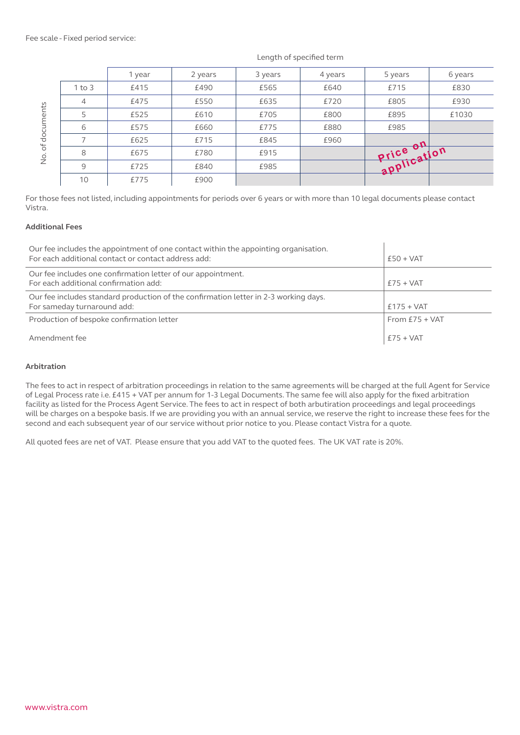Fee scale - Fixed period service:

Length of specified term

| No. of documents | 1 year | 2 years | 3 years | 4 years | 5 years | 6 years |
|---|---|---|---|---|---|---|
| 1 to 3 | £415 | £490 | £565 | £640 | £715 | £830 |
| 4 | £475 | £550 | £635 | £720 | £805 | £930 |
| 5 | £525 | £610 | £705 | £800 | £895 | £1030 |
| 6 | £575 | £660 | £775 | £880 | £985 | |
| 7 | £625 | £715 | £845 | £960 | | |
| 8 | £675 | £780 | £915 | | | |
| 9 | £725 | £840 | £985 | | | |
| 10 | £775 | £900 | | | | |

Price on application

For those fees not listed, including appointments for periods over 6 years or with more than 10 legal documents please contact Vistra.

**Additional Fees**

| | |
|---|---|
| Our fee includes the appointment of one contact within the appointing organisation. For each additional contact or contact address add: | £50 + VAT |
| Our fee includes one confirmation letter of our appointment. For each additional confirmation add: | £75 + VAT |
| Our fee includes standard production of the confirmation letter in 2-3 working days. For sameday turnaround add: | £175 + VAT |
| Production of bespoke confirmation letter | From £75 + VAT |
| Amendment fee | £75 + VAT |

**Arbitration**

The fees to act in respect of arbitration proceedings in relation to the same agreements will be charged at the full Agent for Service of Legal Process rate i.e. £415 + VAT per annum for 1-3 Legal Documents. The same fee will also apply for the fixed arbitration facility as listed for the Process Agent Service. The fees to act in respect of both arbutiration proceedings and legal proceedings will be charges on a bespoke basis. If we are providing you with an annual service, we reserve the right to increase these fees for the second and each subsequent year of our service without prior notice to you. Please contact Vistra for a quote.

All quoted fees are net of VAT. Please ensure that you add VAT to the quoted fees. The UK VAT rate is 20%.

www.vistra.com